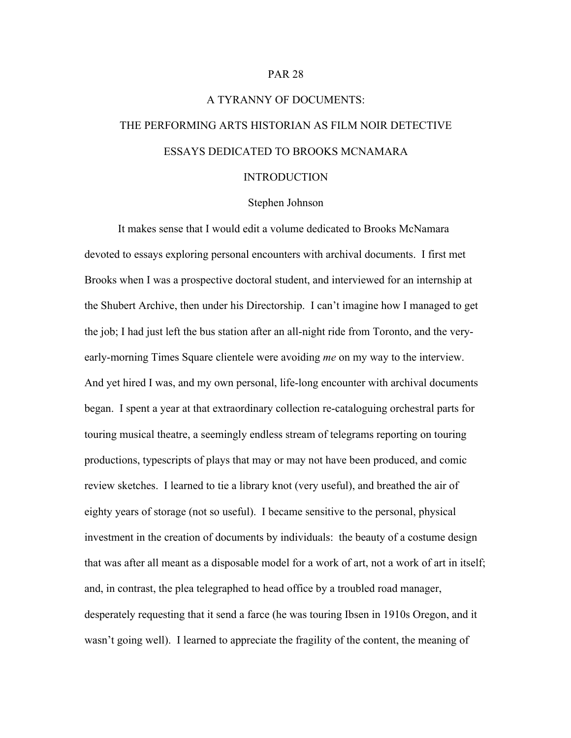PAR 28

# A TYRANNY OF DOCUMENTS:

# THE PERFORMING ARTS HISTORIAN AS FILM NOIR DETECTIVE

## ESSAYS DEDICATED TO BROOKS MCNAMARA

## INTRODUCTION

Stephen Johnson

It makes sense that I would edit a volume dedicated to Brooks McNamara devoted to essays exploring personal encounters with archival documents. I first met Brooks when I was a prospective doctoral student, and interviewed for an internship at the Shubert Archive, then under his Directorship. I can't imagine how I managed to get the job; I had just left the bus station after an all-night ride from Toronto, and the very-early-morning Times Square clientele were avoiding *me* on my way to the interview. And yet hired I was, and my own personal, life-long encounter with archival documents began. I spent a year at that extraordinary collection re-cataloguing orchestral parts for touring musical theatre, a seemingly endless stream of telegrams reporting on touring productions, typescripts of plays that may or may not have been produced, and comic review sketches. I learned to tie a library knot (very useful), and breathed the air of eighty years of storage (not so useful). I became sensitive to the personal, physical investment in the creation of documents by individuals: the beauty of a costume design that was after all meant as a disposable model for a work of art, not a work of art in itself; and, in contrast, the plea telegraphed to head office by a troubled road manager, desperately requesting that it send a farce (he was touring Ibsen in 1910s Oregon, and it wasn't going well). I learned to appreciate the fragility of the content, the meaning of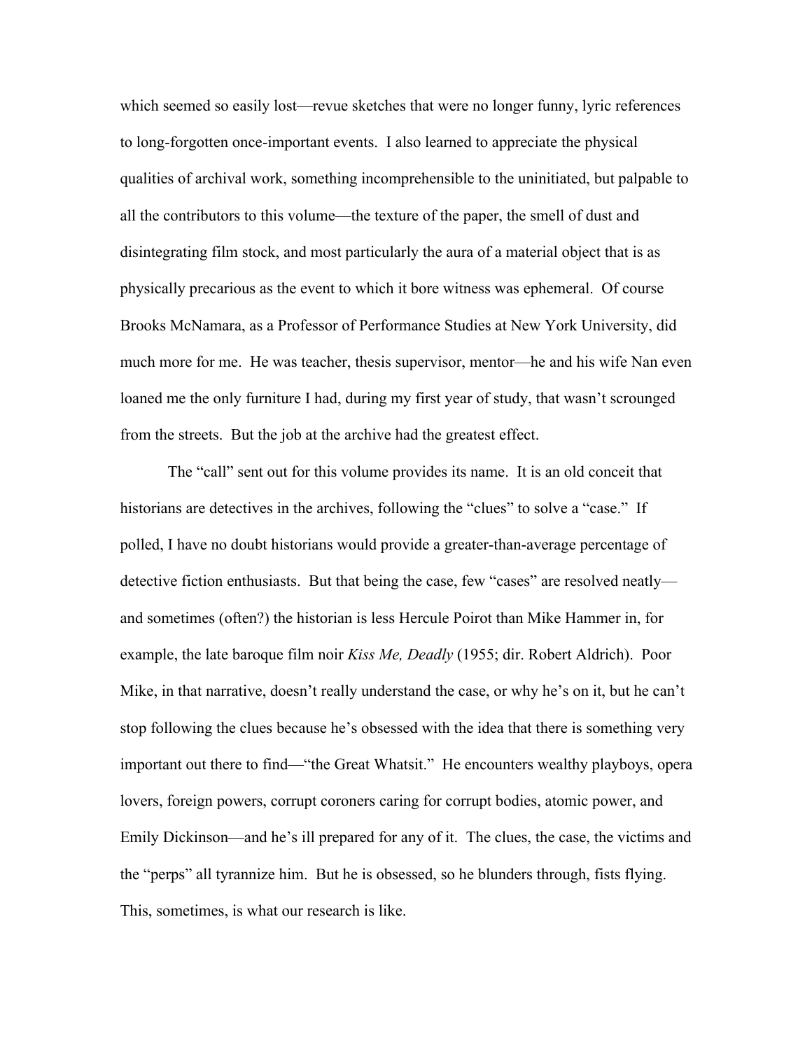which seemed so easily lost—revue sketches that were no longer funny, lyric references to long-forgotten once-important events. I also learned to appreciate the physical qualities of archival work, something incomprehensible to the uninitiated, but palpable to all the contributors to this volume—the texture of the paper, the smell of dust and disintegrating film stock, and most particularly the aura of a material object that is as physically precarious as the event to which it bore witness was ephemeral. Of course Brooks McNamara, as a Professor of Performance Studies at New York University, did much more for me. He was teacher, thesis supervisor, mentor—he and his wife Nan even loaned me the only furniture I had, during my first year of study, that wasn't scrounged from the streets. But the job at the archive had the greatest effect.

The "call" sent out for this volume provides its name. It is an old conceit that historians are detectives in the archives, following the "clues" to solve a "case." If polled, I have no doubt historians would provide a greater-than-average percentage of detective fiction enthusiasts. But that being the case, few "cases" are resolved neatly—and sometimes (often?) the historian is less Hercule Poirot than Mike Hammer in, for example, the late baroque film noir *Kiss Me, Deadly* (1955; dir. Robert Aldrich). Poor Mike, in that narrative, doesn't really understand the case, or why he's on it, but he can't stop following the clues because he's obsessed with the idea that there is something very important out there to find—"the Great Whatsit." He encounters wealthy playboys, opera lovers, foreign powers, corrupt coroners caring for corrupt bodies, atomic power, and Emily Dickinson—and he's ill prepared for any of it. The clues, the case, the victims and the "perps" all tyrannize him. But he is obsessed, so he blunders through, fists flying. This, sometimes, is what our research is like.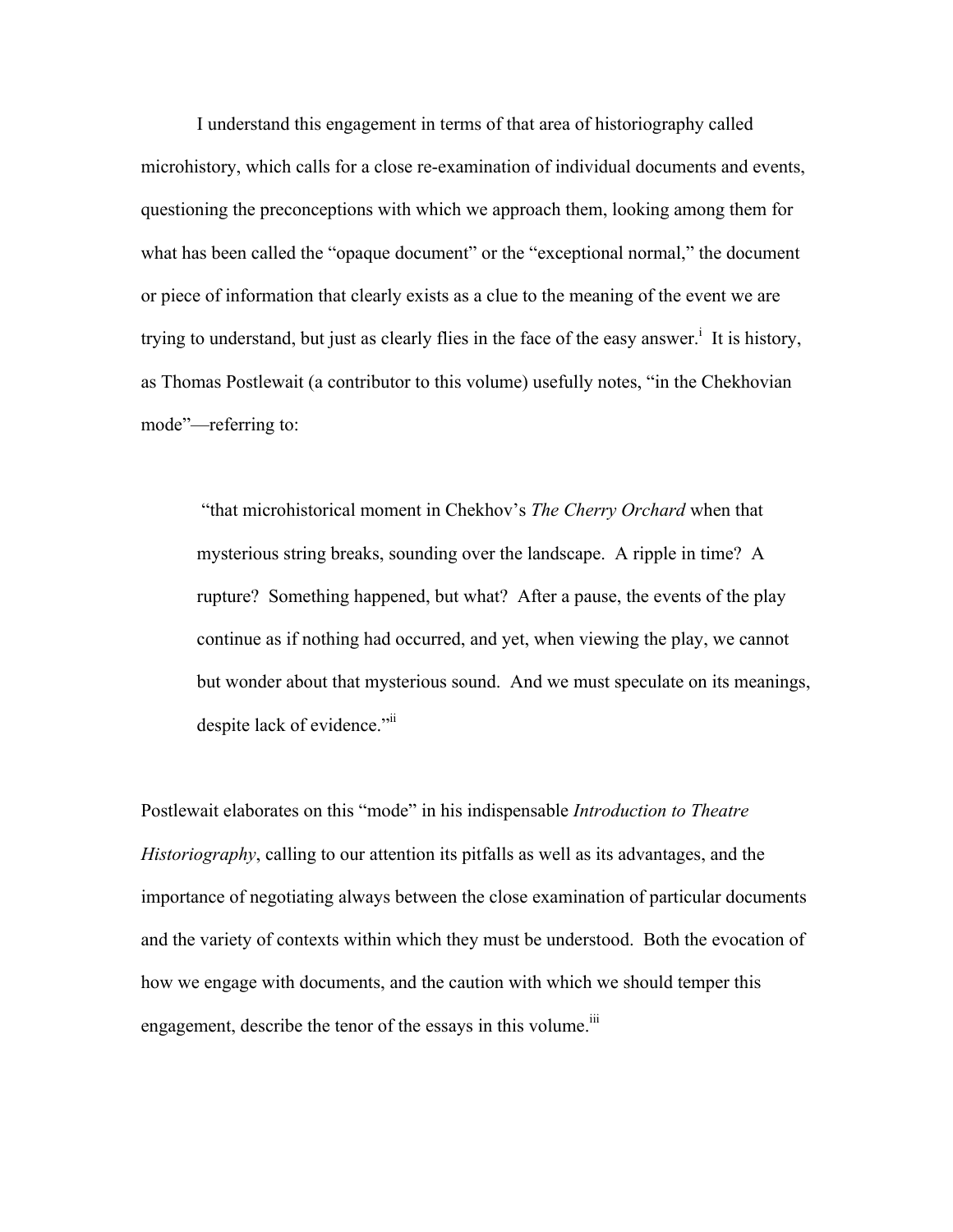I understand this engagement in terms of that area of historiography called microhistory, which calls for a close re-examination of individual documents and events, questioning the preconceptions with which we approach them, looking among them for what has been called the "opaque document" or the "exceptional normal," the document or piece of information that clearly exists as a clue to the meaning of the event we are trying to understand, but just as clearly flies in the face of the easy answer.[i] It is history, as Thomas Postlewait (a contributor to this volume) usefully notes, "in the Chekhovian mode"—referring to:

> "that microhistorical moment in Chekhov's *The Cherry Orchard* when that mysterious string breaks, sounding over the landscape. A ripple in time? A rupture? Something happened, but what? After a pause, the events of the play continue as if nothing had occurred, and yet, when viewing the play, we cannot but wonder about that mysterious sound. And we must speculate on its meanings, despite lack of evidence."[ii]

Postlewait elaborates on this "mode" in his indispensable *Introduction to Theatre Historiography*, calling to our attention its pitfalls as well as its advantages, and the importance of negotiating always between the close examination of particular documents and the variety of contexts within which they must be understood. Both the evocation of how we engage with documents, and the caution with which we should temper this engagement, describe the tenor of the essays in this volume.[iii]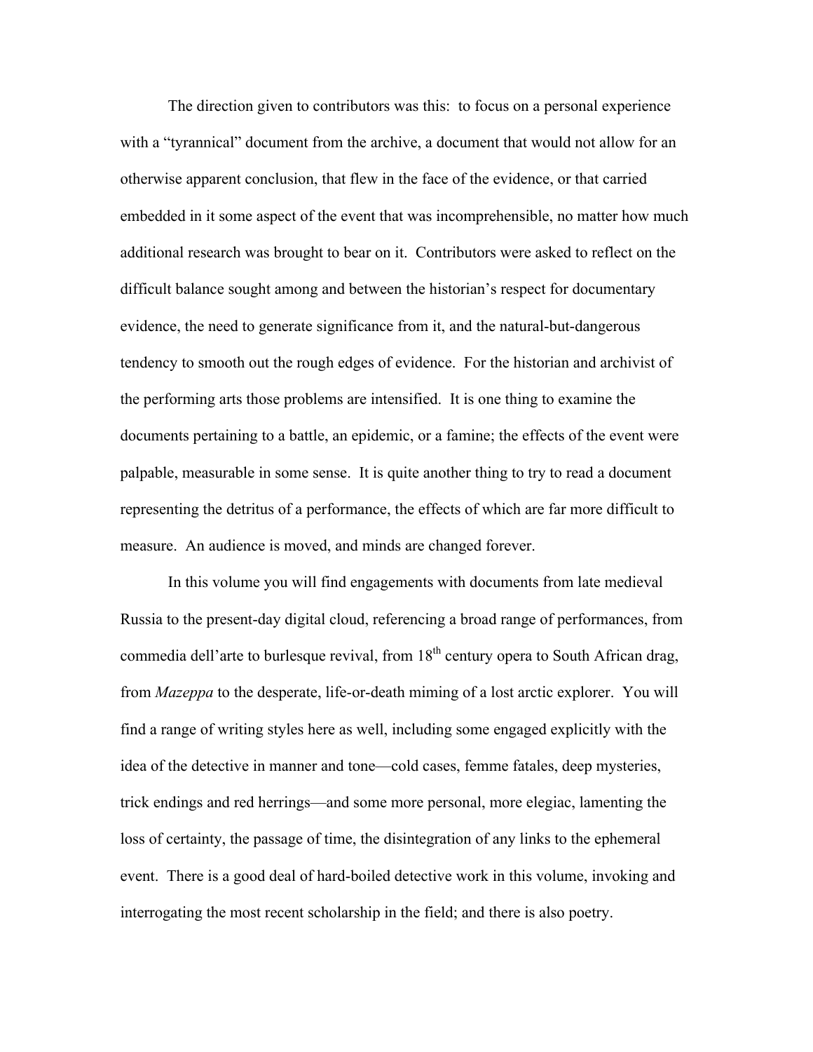The direction given to contributors was this: to focus on a personal experience with a "tyrannical" document from the archive, a document that would not allow for an otherwise apparent conclusion, that flew in the face of the evidence, or that carried embedded in it some aspect of the event that was incomprehensible, no matter how much additional research was brought to bear on it. Contributors were asked to reflect on the difficult balance sought among and between the historian's respect for documentary evidence, the need to generate significance from it, and the natural-but-dangerous tendency to smooth out the rough edges of evidence. For the historian and archivist of the performing arts those problems are intensified. It is one thing to examine the documents pertaining to a battle, an epidemic, or a famine; the effects of the event were palpable, measurable in some sense. It is quite another thing to try to read a document representing the detritus of a performance, the effects of which are far more difficult to measure. An audience is moved, and minds are changed forever.

In this volume you will find engagements with documents from late medieval Russia to the present-day digital cloud, referencing a broad range of performances, from commedia dell'arte to burlesque revival, from 18th century opera to South African drag, from *Mazeppa* to the desperate, life-or-death miming of a lost arctic explorer. You will find a range of writing styles here as well, including some engaged explicitly with the idea of the detective in manner and tone—cold cases, femme fatales, deep mysteries, trick endings and red herrings—and some more personal, more elegiac, lamenting the loss of certainty, the passage of time, the disintegration of any links to the ephemeral event. There is a good deal of hard-boiled detective work in this volume, invoking and interrogating the most recent scholarship in the field; and there is also poetry.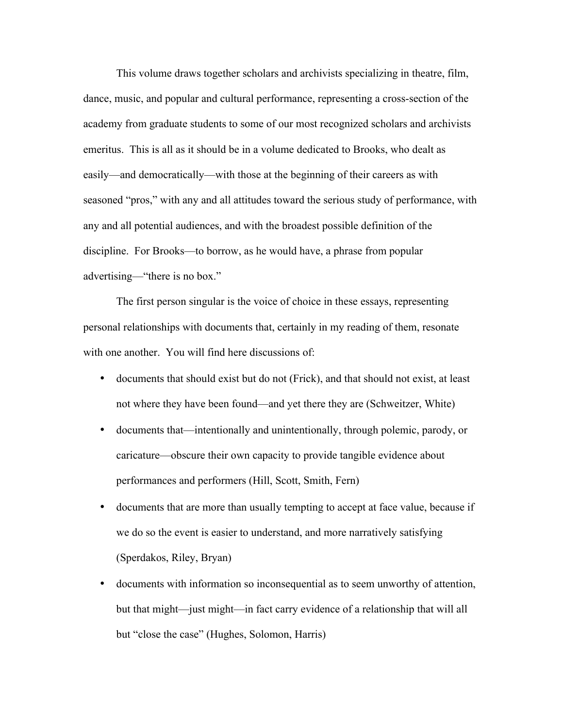This volume draws together scholars and archivists specializing in theatre, film, dance, music, and popular and cultural performance, representing a cross-section of the academy from graduate students to some of our most recognized scholars and archivists emeritus. This is all as it should be in a volume dedicated to Brooks, who dealt as easily—and democratically—with those at the beginning of their careers as with seasoned "pros," with any and all attitudes toward the serious study of performance, with any and all potential audiences, and with the broadest possible definition of the discipline. For Brooks—to borrow, as he would have, a phrase from popular advertising—"there is no box."

The first person singular is the voice of choice in these essays, representing personal relationships with documents that, certainly in my reading of them, resonate with one another. You will find here discussions of:

- documents that should exist but do not (Frick), and that should not exist, at least not where they have been found—and yet there they are (Schweitzer, White)
- documents that—intentionally and unintentionally, through polemic, parody, or caricature—obscure their own capacity to provide tangible evidence about performances and performers (Hill, Scott, Smith, Fern)
- documents that are more than usually tempting to accept at face value, because if we do so the event is easier to understand, and more narratively satisfying (Sperdakos, Riley, Bryan)
- documents with information so inconsequential as to seem unworthy of attention, but that might—just might—in fact carry evidence of a relationship that will all but "close the case" (Hughes, Solomon, Harris)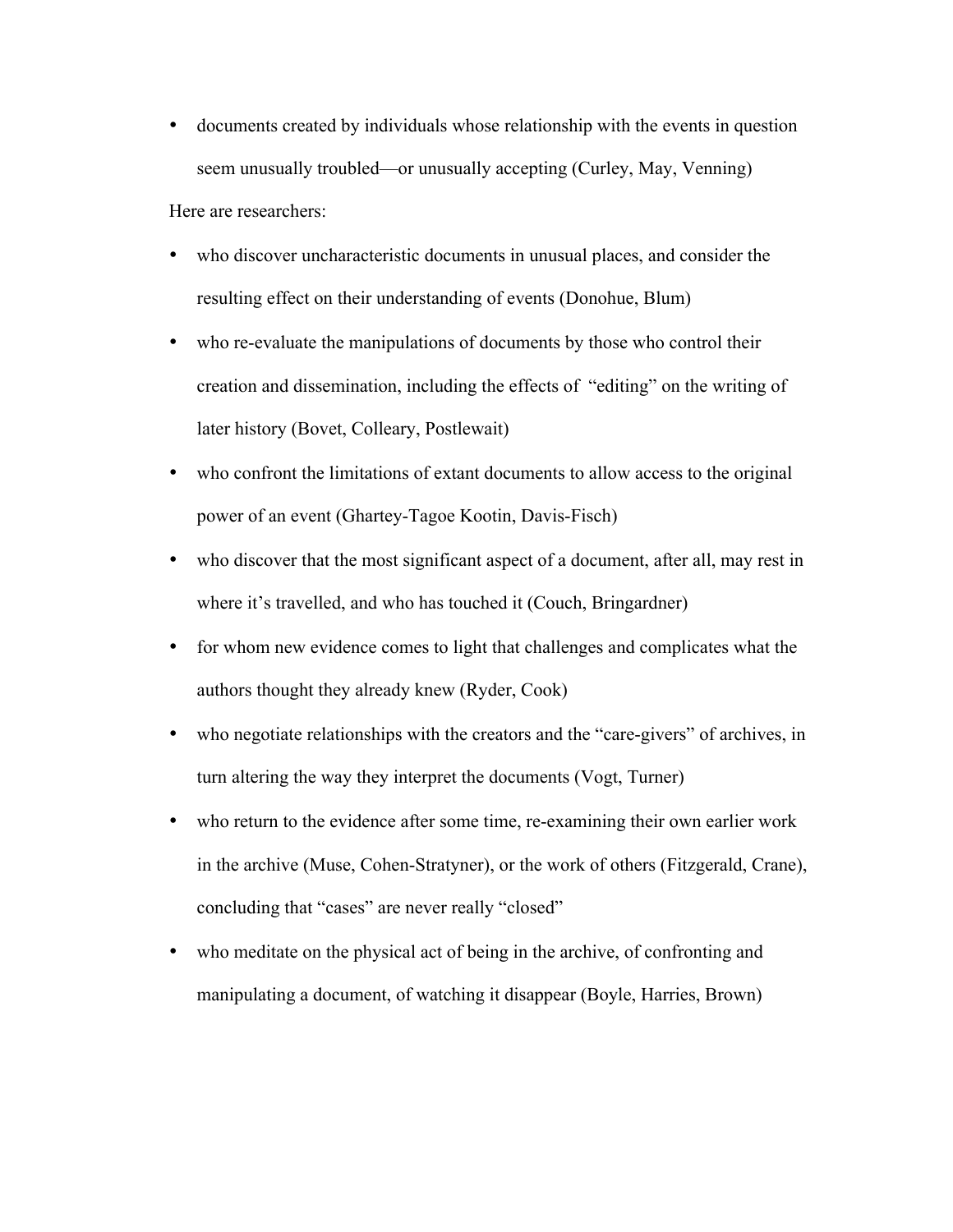- documents created by individuals whose relationship with the events in question seem unusually troubled—or unusually accepting (Curley, May, Venning)

Here are researchers:

- who discover uncharacteristic documents in unusual places, and consider the resulting effect on their understanding of events (Donohue, Blum)
- who re-evaluate the manipulations of documents by those who control their creation and dissemination, including the effects of "editing" on the writing of later history (Bovet, Colleary, Postlewait)
- who confront the limitations of extant documents to allow access to the original power of an event (Ghartey-Tagoe Kootin, Davis-Fisch)
- who discover that the most significant aspect of a document, after all, may rest in where it's travelled, and who has touched it (Couch, Bringardner)
- for whom new evidence comes to light that challenges and complicates what the authors thought they already knew (Ryder, Cook)
- who negotiate relationships with the creators and the "care-givers" of archives, in turn altering the way they interpret the documents (Vogt, Turner)
- who return to the evidence after some time, re-examining their own earlier work in the archive (Muse, Cohen-Stratyner), or the work of others (Fitzgerald, Crane), concluding that "cases" are never really "closed"
- who meditate on the physical act of being in the archive, of confronting and manipulating a document, of watching it disappear (Boyle, Harries, Brown)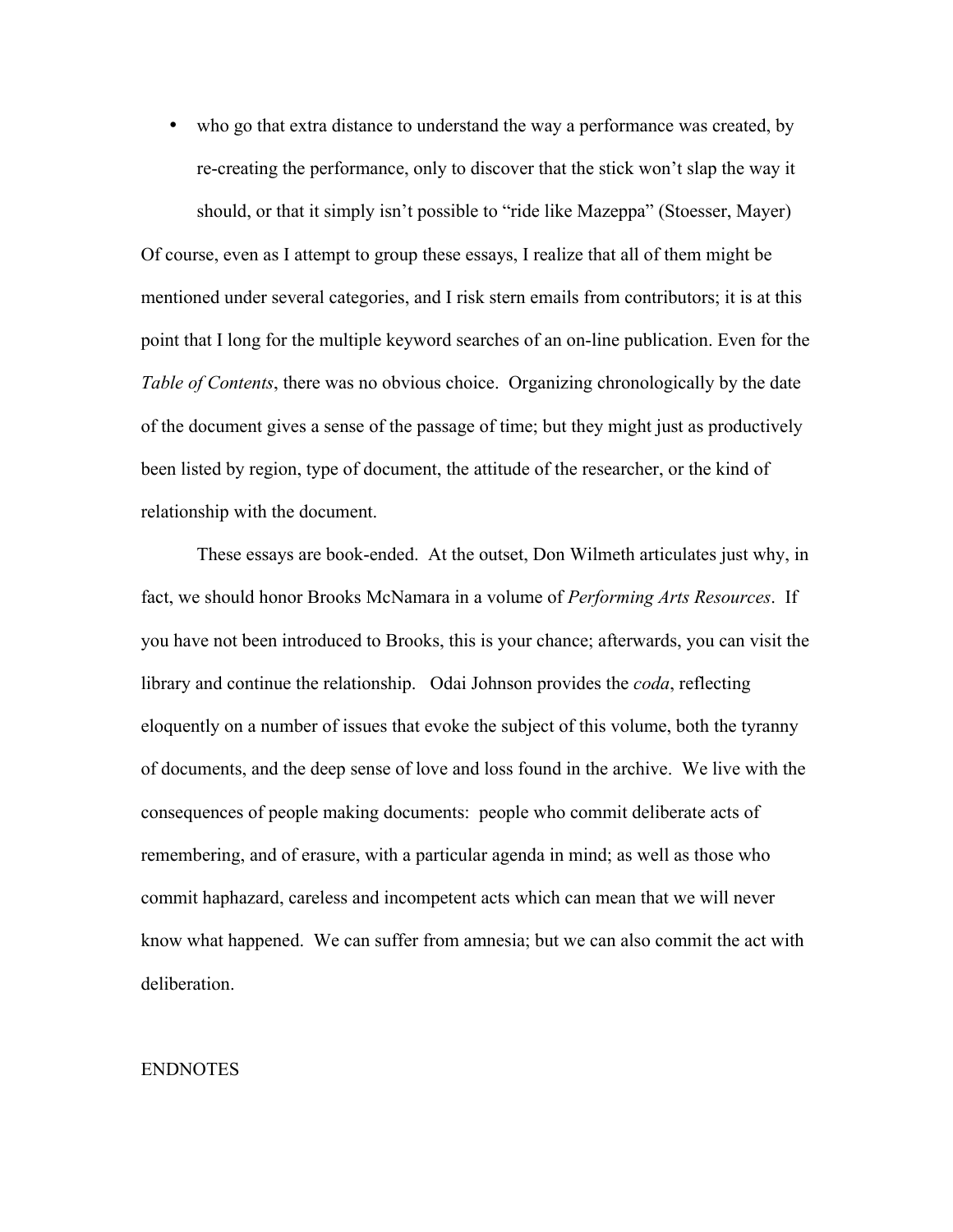- who go that extra distance to understand the way a performance was created, by re-creating the performance, only to discover that the stick won't slap the way it should, or that it simply isn't possible to "ride like Mazeppa" (Stoesser, Mayer)

Of course, even as I attempt to group these essays, I realize that all of them might be mentioned under several categories, and I risk stern emails from contributors; it is at this point that I long for the multiple keyword searches of an on-line publication. Even for the *Table of Contents*, there was no obvious choice. Organizing chronologically by the date of the document gives a sense of the passage of time; but they might just as productively been listed by region, type of document, the attitude of the researcher, or the kind of relationship with the document.

These essays are book-ended. At the outset, Don Wilmeth articulates just why, in fact, we should honor Brooks McNamara in a volume of *Performing Arts Resources*. If you have not been introduced to Brooks, this is your chance; afterwards, you can visit the library and continue the relationship. Odai Johnson provides the *coda*, reflecting eloquently on a number of issues that evoke the subject of this volume, both the tyranny of documents, and the deep sense of love and loss found in the archive. We live with the consequences of people making documents: people who commit deliberate acts of remembering, and of erasure, with a particular agenda in mind; as well as those who commit haphazard, careless and incompetent acts which can mean that we will never know what happened. We can suffer from amnesia; but we can also commit the act with deliberation.

ENDNOTES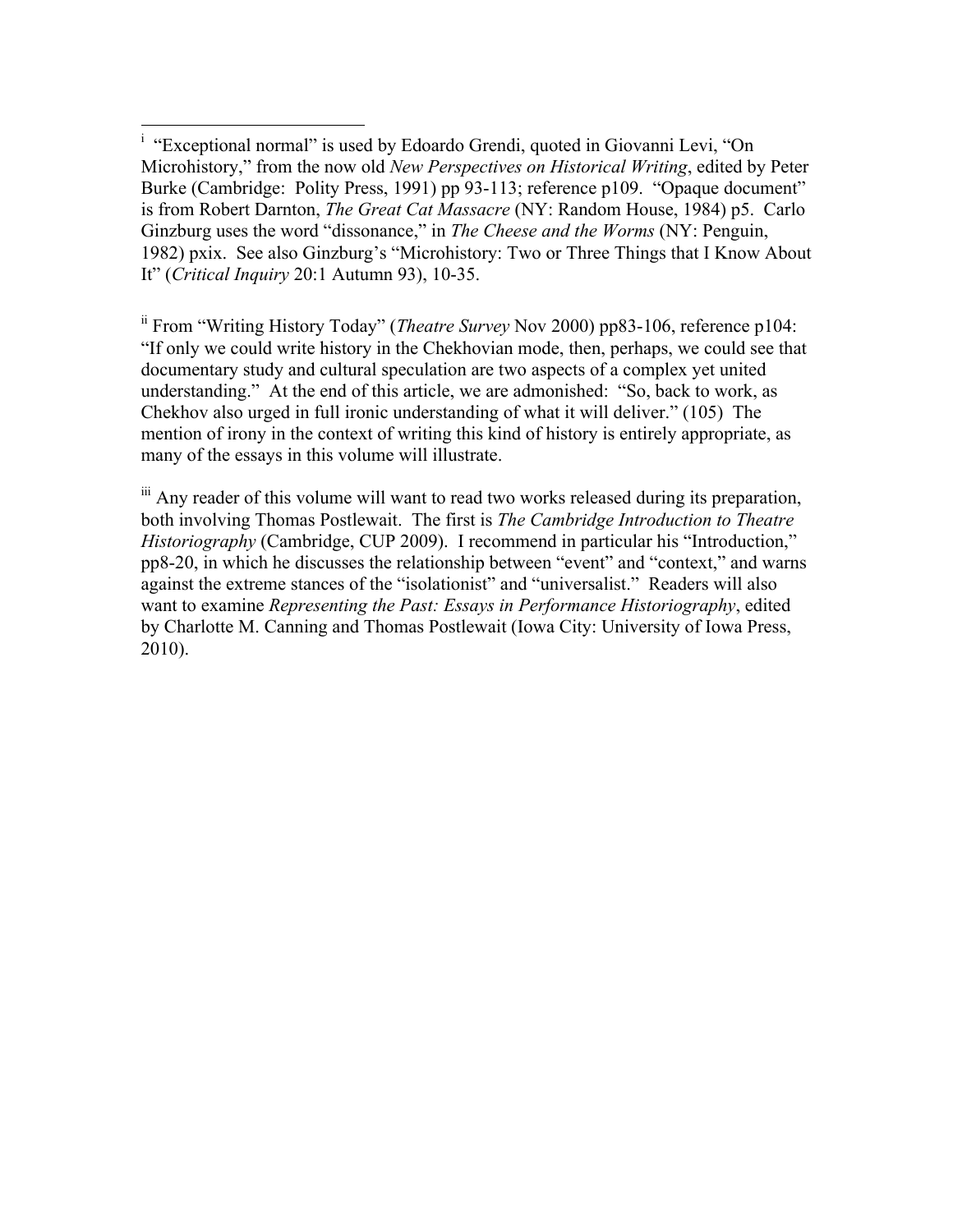[i] "Exceptional normal" is used by Edoardo Grendi, quoted in Giovanni Levi, "On Microhistory," from the now old *New Perspectives on Historical Writing*, edited by Peter Burke (Cambridge: Polity Press, 1991) pp 93-113; reference p109. "Opaque document" is from Robert Darnton, *The Great Cat Massacre* (NY: Random House, 1984) p5. Carlo Ginzburg uses the word "dissonance," in *The Cheese and the Worms* (NY: Penguin, 1982) pxix. See also Ginzburg's "Microhistory: Two or Three Things that I Know About It" (*Critical Inquiry* 20:1 Autumn 93), 10-35.

[ii] From "Writing History Today" (*Theatre Survey* Nov 2000) pp83-106, reference p104: "If only we could write history in the Chekhovian mode, then, perhaps, we could see that documentary study and cultural speculation are two aspects of a complex yet united understanding." At the end of this article, we are admonished: "So, back to work, as Chekhov also urged in full ironic understanding of what it will deliver." (105) The mention of irony in the context of writing this kind of history is entirely appropriate, as many of the essays in this volume will illustrate.

[iii] Any reader of this volume will want to read two works released during its preparation, both involving Thomas Postlewait. The first is *The Cambridge Introduction to Theatre Historiography* (Cambridge, CUP 2009). I recommend in particular his "Introduction," pp8-20, in which he discusses the relationship between "event" and "context," and warns against the extreme stances of the "isolationist" and "universalist." Readers will also want to examine *Representing the Past: Essays in Performance Historiography*, edited by Charlotte M. Canning and Thomas Postlewait (Iowa City: University of Iowa Press, 2010).